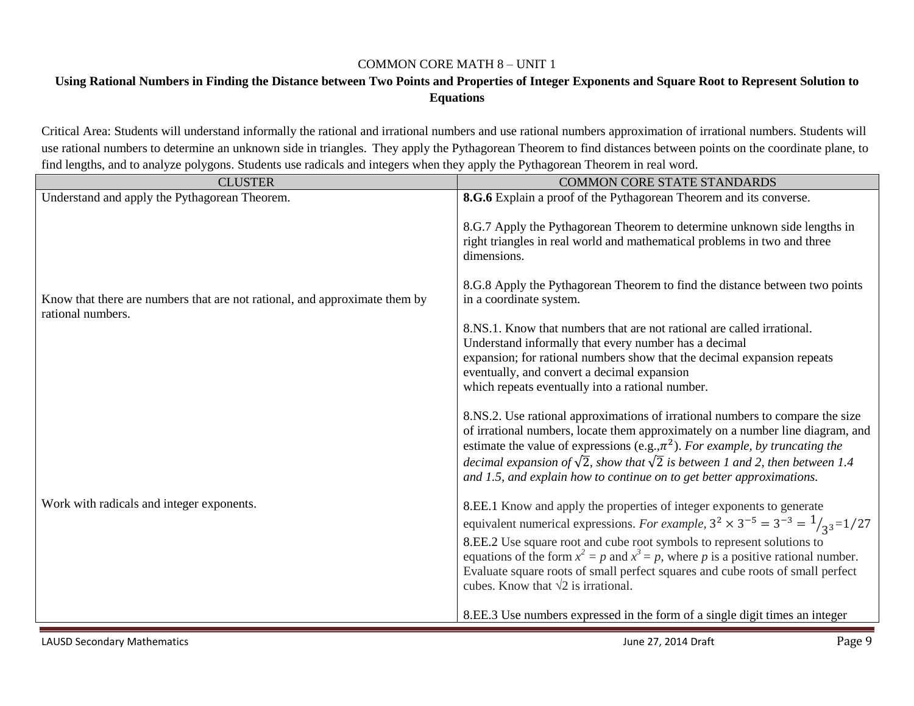COMMON CORE MATH 8 – UNIT 1

## Using Rational Numbers in Finding the Distance between Two Points and Properties of Integer Exponents and Square Root to Represent Solution to Equations

Critical Area: Students will understand informally the rational and irrational numbers and use rational numbers approximation of irrational numbers. Students will use rational numbers to determine an unknown side in triangles. They apply the Pythagorean Theorem to find distances between points on the coordinate plane, to find lengths, and to analyze polygons. Students use radicals and integers when they apply the Pythagorean Theorem in real word.

| CLUSTER | COMMON CORE STATE STANDARDS |
| --- | --- |
| Understand and apply the Pythagorean Theorem. | **8.G.6** Explain a proof of the Pythagorean Theorem and its converse.<br><br>8.G.7 Apply the Pythagorean Theorem to determine unknown side lengths in right triangles in real world and mathematical problems in two and three dimensions.<br><br>8.G.8 Apply the Pythagorean Theorem to find the distance between two points in a coordinate system. |
| Know that there are numbers that are not rational, and approximate them by rational numbers. | 8.NS.1. Know that numbers that are not rational are called irrational. Understand informally that every number has a decimal expansion; for rational numbers show that the decimal expansion repeats eventually, and convert a decimal expansion which repeats eventually into a rational number.<br><br>8.NS.2. Use rational approximations of irrational numbers to compare the size of irrational numbers, locate them approximately on a number line diagram, and estimate the value of expressions (e.g., $\pi^2$). *For example, by truncating the decimal expansion of* $\sqrt{2}$*, show that* $\sqrt{2}$ *is between 1 and 2, then between 1.4 and 1.5, and explain how to continue on to get better approximations.* |
| Work with radicals and integer exponents. | 8.EE.1 Know and apply the properties of integer exponents to generate equivalent numerical expressions. *For example,* $3^2 \times 3^{-5} = 3^{-3} = 1/3^3 = 1/27$<br>8.EE.2 Use square root and cube root symbols to represent solutions to equations of the form $x^2 = p$ and $x^3 = p$, where $p$ is a positive rational number. Evaluate square roots of small perfect squares and cube roots of small perfect cubes. Know that $\sqrt{2}$ is irrational.<br><br>8.EE.3 Use numbers expressed in the form of a single digit times an integer |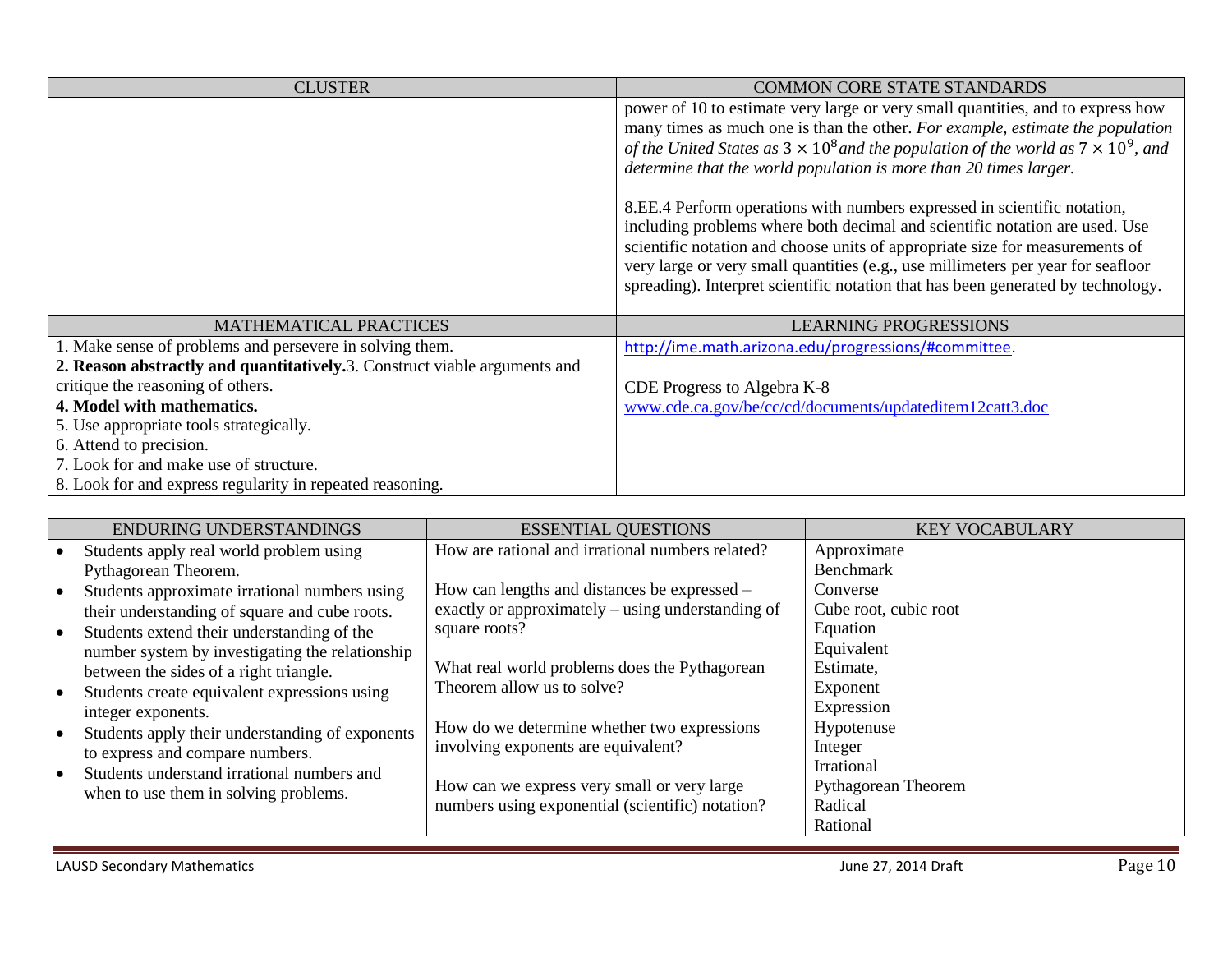| CLUSTER | COMMON CORE STATE STANDARDS |
|---|---|
| | power of 10 to estimate very large or very small quantities, and to express how many times as much one is than the other. *For example, estimate the population of the United States as* $3 \times 10^8$ *and the population of the world as* $7 \times 10^9$*, and determine that the world population is more than 20 times larger.*<br><br>8.EE.4 Perform operations with numbers expressed in scientific notation, including problems where both decimal and scientific notation are used. Use scientific notation and choose units of appropriate size for measurements of very large or very small quantities (e.g., use millimeters per year for seafloor spreading). Interpret scientific notation that has been generated by technology. |

| MATHEMATICAL PRACTICES | LEARNING PROGRESSIONS |
|---|---|
| 1. Make sense of problems and persevere in solving them.<br>**2. Reason abstractly and quantitatively.** 3. Construct viable arguments and critique the reasoning of others.<br>**4. Model with mathematics.**<br>5. Use appropriate tools strategically.<br>6. Attend to precision.<br>7. Look for and make use of structure.<br>8. Look for and express regularity in repeated reasoning. | http://ime.math.arizona.edu/progressions/#committee.<br><br>CDE Progress to Algebra K-8<br>www.cde.ca.gov/be/cc/cd/documents/updateditem12catt3.doc |

| ENDURING UNDERSTANDINGS | ESSENTIAL QUESTIONS | KEY VOCABULARY |
|---|---|---|
| • Students apply real world problem using Pythagorean Theorem.<br>• Students approximate irrational numbers using their understanding of square and cube roots.<br>• Students extend their understanding of the number system by investigating the relationship between the sides of a right triangle.<br>• Students create equivalent expressions using integer exponents.<br>• Students apply their understanding of exponents to express and compare numbers.<br>• Students understand irrational numbers and when to use them in solving problems. | How are rational and irrational numbers related?<br><br>How can lengths and distances be expressed – exactly or approximately – using understanding of square roots?<br><br>What real world problems does the Pythagorean Theorem allow us to solve?<br><br>How do we determine whether two expressions involving exponents are equivalent?<br><br>How can we express very small or very large numbers using exponential (scientific) notation? | Approximate<br>Benchmark<br>Converse<br>Cube root, cubic root<br>Equation<br>Equivalent<br>Estimate,<br>Exponent<br>Expression<br>Hypotenuse<br>Integer<br>Irrational<br>Pythagorean Theorem<br>Radical<br>Rational |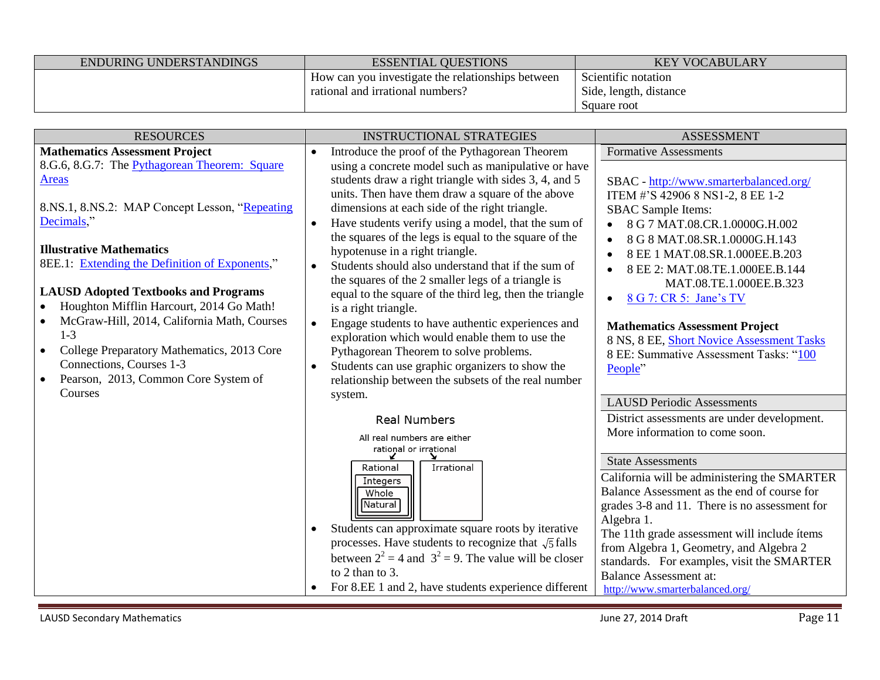| ENDURING UNDERSTANDINGS | ESSENTIAL QUESTIONS | KEY VOCABULARY |
| --- | --- | --- |
| | How can you investigate the relationships between rational and irrational numbers? | Scientific notation<br>Side, length, distance<br>Square root |

| RESOURCES | INSTRUCTIONAL STRATEGIES | ASSESSMENT |
| --- | --- | --- |
| **Mathematics Assessment Project**<br>8.G.6, 8.G.7: The Pythagorean Theorem: Square Areas<br><br>8.NS.1, 8.NS.2: MAP Concept Lesson, "Repeating Decimals,"<br><br>**Illustrative Mathematics**<br>8EE.1: Extending the Definition of Exponents,"<br><br>**LAUSD Adopted Textbooks and Programs**<br>• Houghton Mifflin Harcourt, 2014 Go Math!<br>• McGraw-Hill, 2014, California Math, Courses 1-3<br>• College Preparatory Mathematics, 2013 Core Connections, Courses 1-3<br>• Pearson, 2013, Common Core System of Courses | • Introduce the proof of the Pythagorean Theorem using a concrete model such as manipulative or have students draw a right triangle with sides 3, 4, and 5 units. Then have them draw a square of the above dimensions at each side of the right triangle.<br>• Have students verify using a model, that the sum of the squares of the legs is equal to the square of the hypotenuse in a right triangle.<br>• Students should also understand that if the sum of the squares of the 2 smaller legs of a triangle is equal to the square of the third leg, then the triangle is a right triangle.<br>• Engage students to have authentic experiences and exploration which would enable them to use the Pythagorean Theorem to solve problems.<br>• Students can use graphic organizers to show the relationship between the subsets of the real number system.<br><br>Real Numbers<br>All real numbers are either rational or irrational<br>Rational [Integers [Whole [Natural]]] — Irrational<br><br>• Students can approximate square roots by iterative processes. Have students to recognize that $\sqrt{5}$ falls between $2^2 = 4$ and $3^2 = 9$. The value will be closer to 2 than to 3.<br>• For 8.EE 1 and 2, have students experience different | Formative Assessments<br><br>SBAC - http://www.smarterbalanced.org/<br>ITEM #'S 42906 8 NS1-2, 8 EE 1-2<br>SBAC Sample Items:<br>• 8 G 7 MAT.08.CR.1.0000G.H.002<br>• 8 G 8 MAT.08.SR.1.0000G.H.143<br>• 8 EE 1 MAT.08.SR.1.000EE.B.203<br>• 8 EE 2: MAT.08.TE.1.000EE.B.144 MAT.08.TE.1.000EE.B.323<br>• 8 G 7: CR 5: Jane's TV<br><br>**Mathematics Assessment Project**<br>8 NS, 8 EE, Short Novice Assessment Tasks<br>8 EE: Summative Assessment Tasks: "100 People"<br><br>LAUSD Periodic Assessments<br><br>District assessments are under development. More information to come soon.<br><br>State Assessments<br><br>California will be administering the SMARTER Balance Assessment as the end of course for grades 3-8 and 11. There is no assessment for Algebra 1.<br>The 11th grade assessment will include ítems from Algebra 1, Geometry, and Algebra 2 standards. For examples, visit the SMARTER Balance Assessment at:<br>http://www.smarterbalanced.org/ |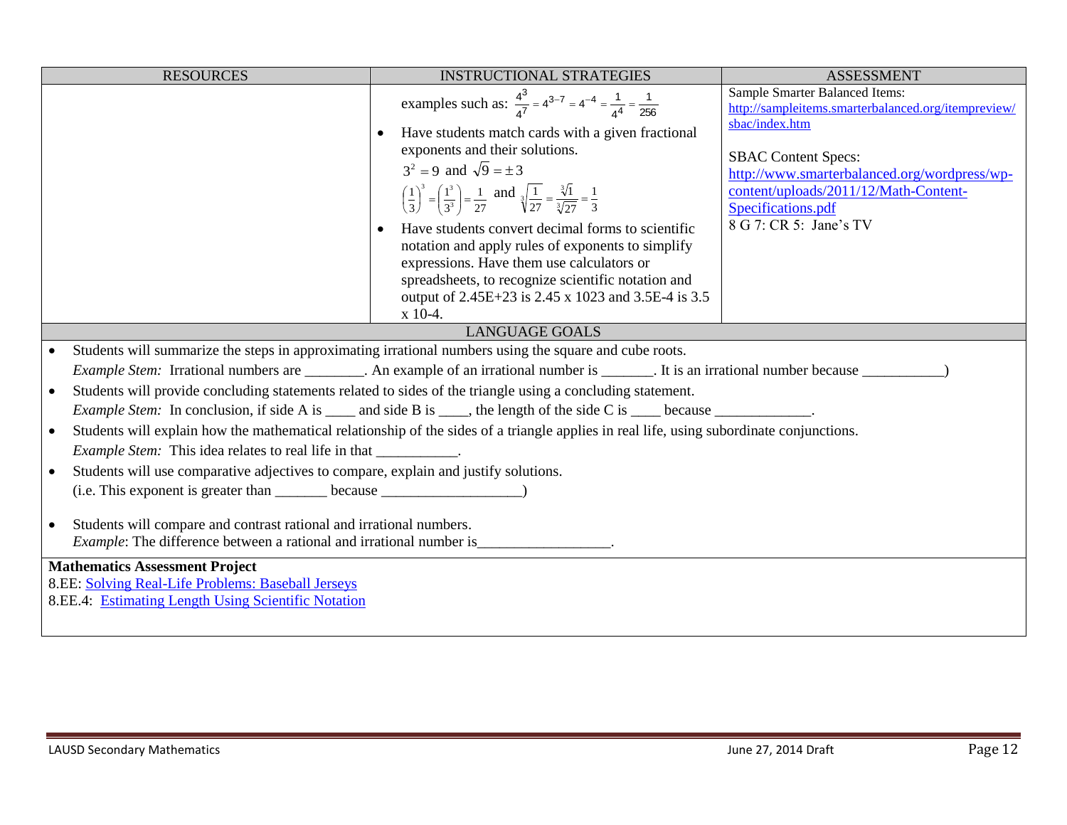| RESOURCES | INSTRUCTIONAL STRATEGIES | ASSESSMENT |
|---|---|---|
| | examples such as: $\frac{4^3}{4^7} = 4^{3-7} = 4^{-4} = \frac{1}{4^4} = \frac{1}{256}$ <br> • Have students match cards with a given fractional exponents and their solutions. $3^2 = 9$ and $\sqrt{9} = \pm 3$ <br> $\left(\frac{1}{3}\right)^3 = \left(\frac{1^3}{3^3}\right) = \frac{1}{27}$ and $\sqrt[3]{\frac{1}{27}} = \frac{\sqrt[3]{1}}{\sqrt[3]{27}} = \frac{1}{3}$ <br> • Have students convert decimal forms to scientific notation and apply rules of exponents to simplify expressions. Have them use calculators or spreadsheets, to recognize scientific notation and output of 2.45E+23 is 2.45 x 1023 and 3.5E-4 is 3.5 x 10-4. | Sample Smarter Balanced Items: [http://sampleitems.smarterbalanced.org/itempreview/sbac/index.htm](http://sampleitems.smarterbalanced.org/itempreview/sbac/index.htm) <br><br> SBAC Content Specs: [http://www.smarterbalanced.org/wordpress/wp-content/uploads/2011/12/Math-Content-Specifications.pdf](http://www.smarterbalanced.org/wordpress/wp-content/uploads/2011/12/Math-Content-Specifications.pdf) <br> 8 G 7: CR 5: Jane's TV |

## LANGUAGE GOALS

- Students will summarize the steps in approximating irrational numbers using the square and cube roots.
  *Example Stem:* Irrational numbers are ________. An example of an irrational number is _______. It is an irrational number because ___________)
- Students will provide concluding statements related to sides of the triangle using a concluding statement.
  *Example Stem:* In conclusion, if side A is ____ and side B is ____, the length of the side C is ____ because _____________.
- Students will explain how the mathematical relationship of the sides of a triangle applies in real life, using subordinate conjunctions.
  *Example Stem:* This idea relates to real life in that ___________.
- Students will use comparative adjectives to compare, explain and justify solutions.
  (i.e. This exponent is greater than _______ because ___________________)
- Students will compare and contrast rational and irrational numbers.
  *Example*: The difference between a rational and irrational number is_________________.

**Mathematics Assessment Project**

8.EE: Solving Real-Life Problems: Baseball Jerseys
8.EE.4: Estimating Length Using Scientific Notation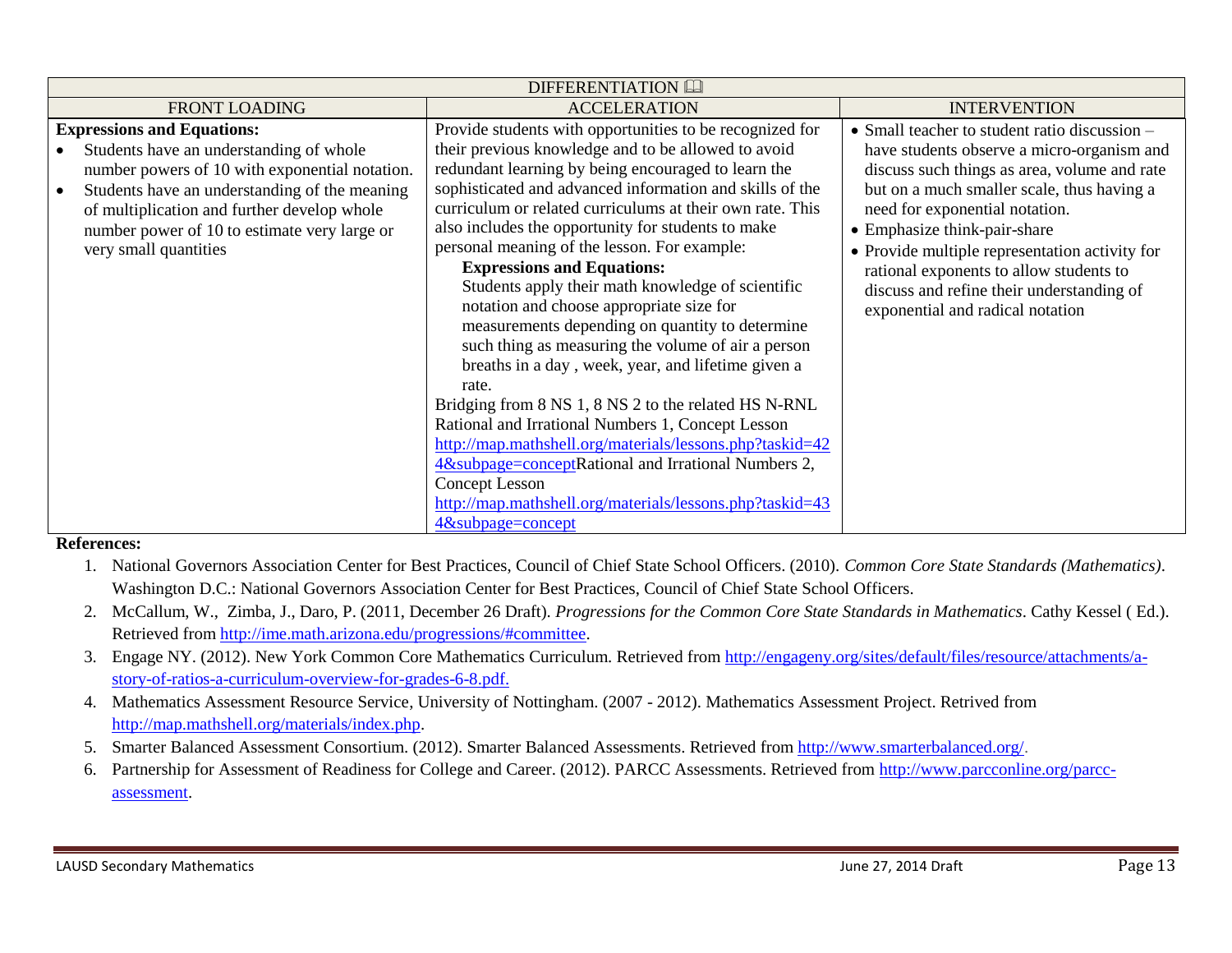| DIFFERENTIATION 🕮 | | |
|---|---|---|
| FRONT LOADING | ACCELERATION | INTERVENTION |
| **Expressions and Equations:**<br>• Students have an understanding of whole number powers of 10 with exponential notation.<br>• Students have an understanding of the meaning of multiplication and further develop whole number power of 10 to estimate very large or very small quantities | Provide students with opportunities to be recognized for their previous knowledge and to be allowed to avoid redundant learning by being encouraged to learn the sophisticated and advanced information and skills of the curriculum or related curriculums at their own rate. This also includes the opportunity for students to make personal meaning of the lesson. For example:<br>**Expressions and Equations:**<br>Students apply their math knowledge of scientific notation and choose appropriate size for measurements depending on quantity to determine such thing as measuring the volume of air a person breaths in a day , week, year, and lifetime given a rate.<br>Bridging from 8 NS 1, 8 NS 2 to the related HS N-RNL Rational and Irrational Numbers 1, Concept Lesson http://map.mathshell.org/materials/lessons.php?taskid=424&subpage=conceptRational and Irrational Numbers 2, Concept Lesson http://map.mathshell.org/materials/lessons.php?taskid=434&subpage=concept | • Small teacher to student ratio discussion – have students observe a micro-organism and discuss such things as area, volume and rate but on a much smaller scale, thus having a need for exponential notation.<br>• Emphasize think-pair-share<br>• Provide multiple representation activity for rational exponents to allow students to discuss and refine their understanding of exponential and radical notation |

**References:**

1. National Governors Association Center for Best Practices, Council of Chief State School Officers. (2010). *Common Core State Standards (Mathematics)*. Washington D.C.: National Governors Association Center for Best Practices, Council of Chief State School Officers.
2. McCallum, W., Zimba, J., Daro, P. (2011, December 26 Draft). *Progressions for the Common Core State Standards in Mathematics*. Cathy Kessel ( Ed.). Retrieved from http://ime.math.arizona.edu/progressions/#committee.
3. Engage NY. (2012). New York Common Core Mathematics Curriculum. Retrieved from http://engageny.org/sites/default/files/resource/attachments/a-story-of-ratios-a-curriculum-overview-for-grades-6-8.pdf.
4. Mathematics Assessment Resource Service, University of Nottingham. (2007 - 2012). Mathematics Assessment Project. Retrived from http://map.mathshell.org/materials/index.php.
5. Smarter Balanced Assessment Consortium. (2012). Smarter Balanced Assessments. Retrieved from http://www.smarterbalanced.org/.
6. Partnership for Assessment of Readiness for College and Career. (2012). PARCC Assessments. Retrieved from http://www.parcconline.org/parcc-assessment.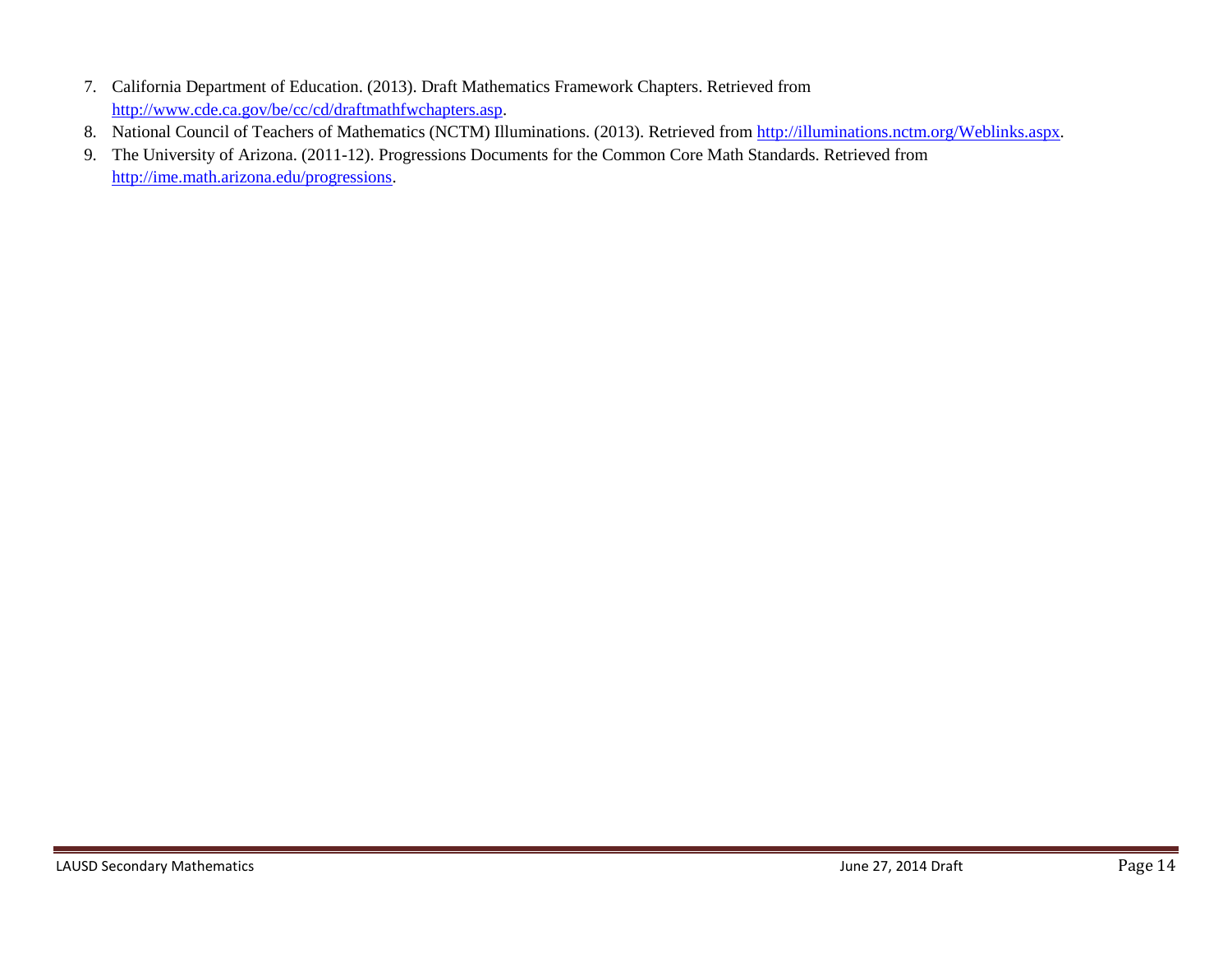7. California Department of Education. (2013). Draft Mathematics Framework Chapters. Retrieved from [http://www.cde.ca.gov/be/cc/cd/draftmathfwchapters.asp](http://www.cde.ca.gov/be/cc/cd/draftmathfwchapters.asp).
8. National Council of Teachers of Mathematics (NCTM) Illuminations. (2013). Retrieved from [http://illuminations.nctm.org/Weblinks.aspx](http://illuminations.nctm.org/Weblinks.aspx).
9. The University of Arizona. (2011-12). Progressions Documents for the Common Core Math Standards. Retrieved from [http://ime.math.arizona.edu/progressions](http://ime.math.arizona.edu/progressions).